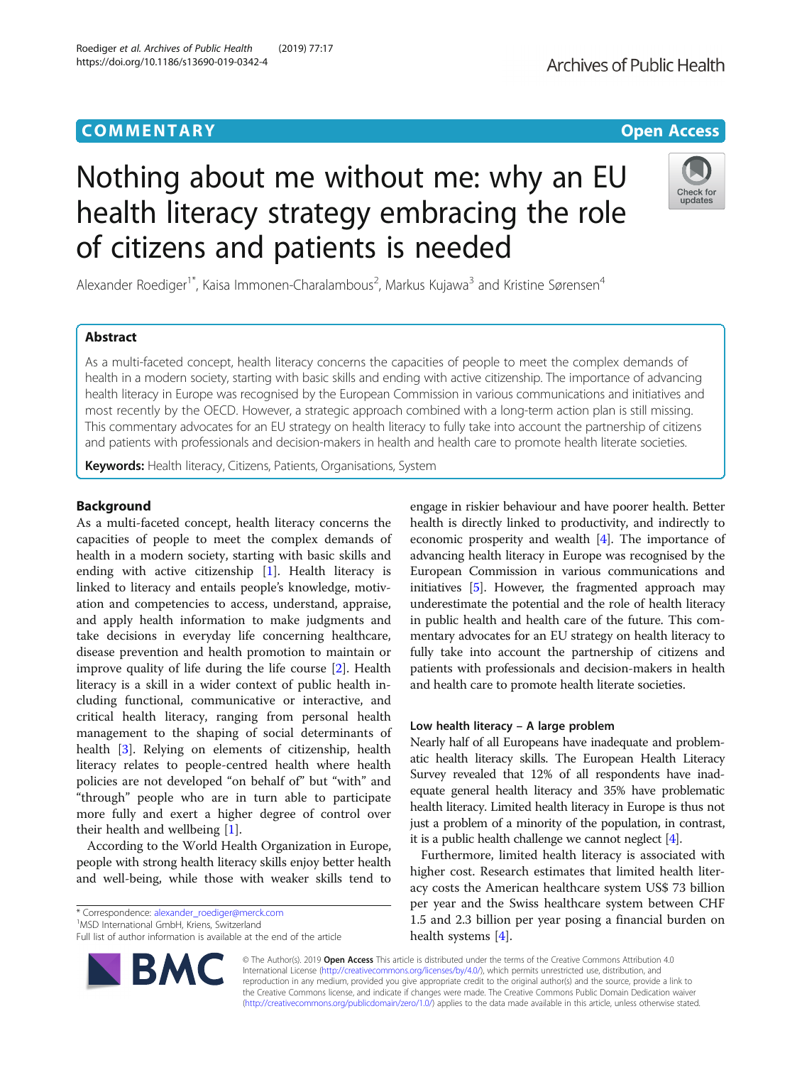COMMENTARY

Open Access

# Nothing about me without me: why an EU health literacy strategy embracing the role of citizens and patients is needed

Alexander Roediger[1*], Kaisa Immonen-Charalambous[2], Markus Kujawa[3] and Kristine Sørensen[4]

## Abstract

As a multi-faceted concept, health literacy concerns the capacities of people to meet the complex demands of health in a modern society, starting with basic skills and ending with active citizenship. The importance of advancing health literacy in Europe was recognised by the European Commission in various communications and initiatives and most recently by the OECD. However, a strategic approach combined with a long-term action plan is still missing. This commentary advocates for an EU strategy on health literacy to fully take into account the partnership of citizens and patients with professionals and decision-makers in health and health care to promote health literate societies.

**Keywords:** Health literacy, Citizens, Patients, Organisations, System

## Background

As a multi-faceted concept, health literacy concerns the capacities of people to meet the complex demands of health in a modern society, starting with basic skills and ending with active citizenship [1]. Health literacy is linked to literacy and entails people's knowledge, motivation and competencies to access, understand, appraise, and apply health information to make judgments and take decisions in everyday life concerning healthcare, disease prevention and health promotion to maintain or improve quality of life during the life course [2]. Health literacy is a skill in a wider context of public health including functional, communicative or interactive, and critical health literacy, ranging from personal health management to the shaping of social determinants of health [3]. Relying on elements of citizenship, health literacy relates to people-centred health where health policies are not developed "on behalf of" but "with" and "through" people who are in turn able to participate more fully and exert a higher degree of control over their health and wellbeing [1].

According to the World Health Organization in Europe, people with strong health literacy skills enjoy better health and well-being, while those with weaker skills tend to engage in riskier behaviour and have poorer health. Better health is directly linked to productivity, and indirectly to economic prosperity and wealth [4]. The importance of advancing health literacy in Europe was recognised by the European Commission in various communications and initiatives [5]. However, the fragmented approach may underestimate the potential and the role of health literacy in public health and health care of the future. This commentary advocates for an EU strategy on health literacy to fully take into account the partnership of citizens and patients with professionals and decision-makers in health and health care to promote health literate societies.

### Low health literacy – A large problem

Nearly half of all Europeans have inadequate and problematic health literacy skills. The European Health Literacy Survey revealed that 12% of all respondents have inadequate general health literacy and 35% have problematic health literacy. Limited health literacy in Europe is thus not just a problem of a minority of the population, in contrast, it is a public health challenge we cannot neglect [4].

Furthermore, limited health literacy is associated with higher cost. Research estimates that limited health literacy costs the American healthcare system US$ 73 billion per year and the Swiss healthcare system between CHF 1.5 and 2.3 billion per year posing a financial burden on health systems [4].

* Correspondence: alexander_roediger@merck.com
[1]MSD International GmbH, Kriens, Switzerland
Full list of author information is available at the end of the article

© The Author(s). 2019 **Open Access** This article is distributed under the terms of the Creative Commons Attribution 4.0 International License (http://creativecommons.org/licenses/by/4.0/), which permits unrestricted use, distribution, and reproduction in any medium, provided you give appropriate credit to the original author(s) and the source, provide a link to the Creative Commons license, and indicate if changes were made. The Creative Commons Public Domain Dedication waiver (http://creativecommons.org/publicdomain/zero/1.0/) applies to the data made available in this article, unless otherwise stated.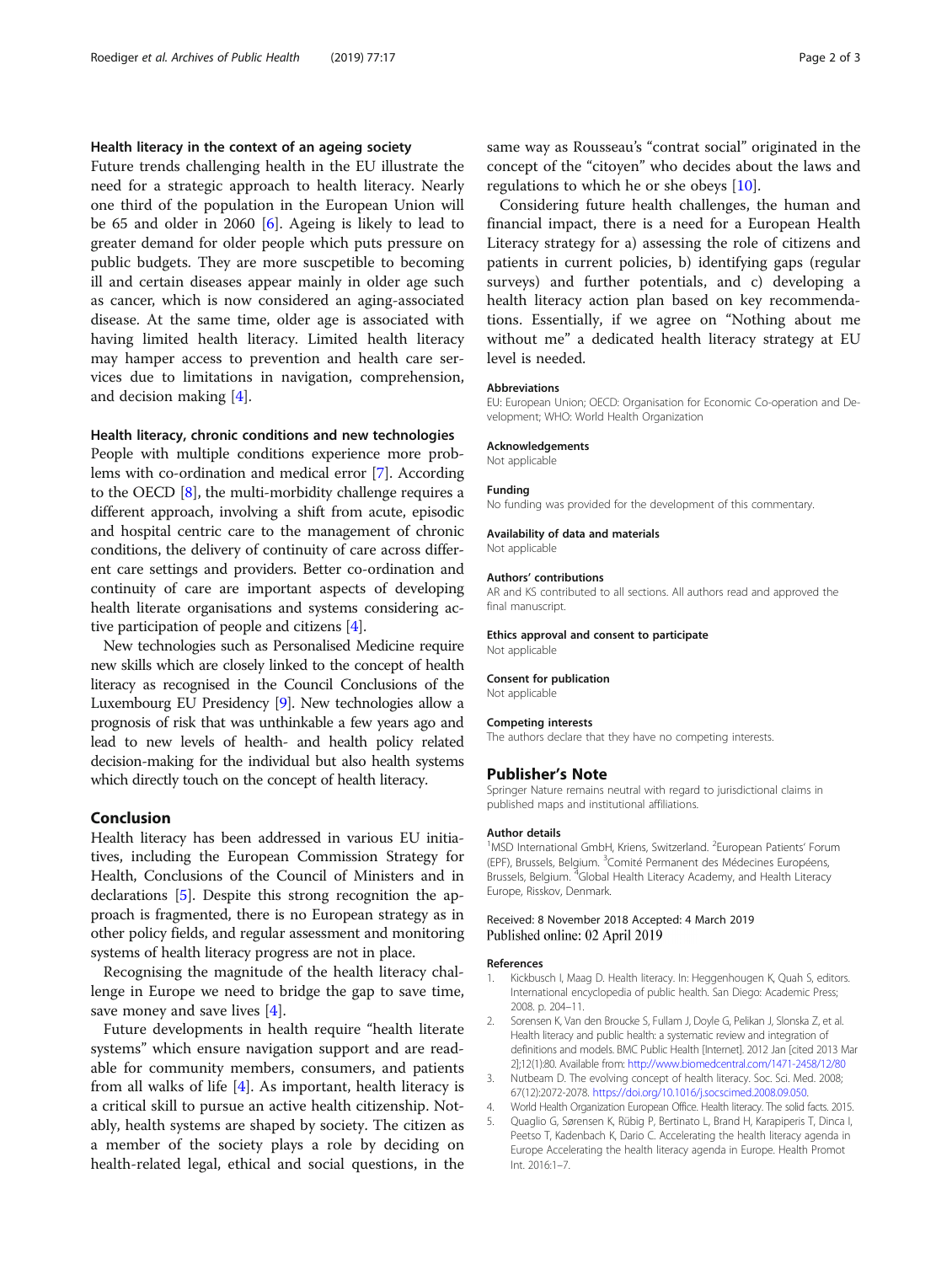### Health literacy in the context of an ageing society

Future trends challenging health in the EU illustrate the need for a strategic approach to health literacy. Nearly one third of the population in the European Union will be 65 and older in 2060 [6]. Ageing is likely to lead to greater demand for older people which puts pressure on public budgets. They are more suscpetible to becoming ill and certain diseases appear mainly in older age such as cancer, which is now considered an aging-associated disease. At the same time, older age is associated with having limited health literacy. Limited health literacy may hamper access to prevention and health care services due to limitations in navigation, comprehension, and decision making [4].

### Health literacy, chronic conditions and new technologies

People with multiple conditions experience more problems with co-ordination and medical error [7]. According to the OECD [8], the multi-morbidity challenge requires a different approach, involving a shift from acute, episodic and hospital centric care to the management of chronic conditions, the delivery of continuity of care across different care settings and providers. Better co-ordination and continuity of care are important aspects of developing health literate organisations and systems considering active participation of people and citizens [4].

New technologies such as Personalised Medicine require new skills which are closely linked to the concept of health literacy as recognised in the Council Conclusions of the Luxembourg EU Presidency [9]. New technologies allow a prognosis of risk that was unthinkable a few years ago and lead to new levels of health- and health policy related decision-making for the individual but also health systems which directly touch on the concept of health literacy.

## Conclusion

Health literacy has been addressed in various EU initiatives, including the European Commission Strategy for Health, Conclusions of the Council of Ministers and in declarations [5]. Despite this strong recognition the approach is fragmented, there is no European strategy as in other policy fields, and regular assessment and monitoring systems of health literacy progress are not in place.

Recognising the magnitude of the health literacy challenge in Europe we need to bridge the gap to save time, save money and save lives [4].

Future developments in health require "health literate systems" which ensure navigation support and are readable for community members, consumers, and patients from all walks of life [4]. As important, health literacy is a critical skill to pursue an active health citizenship. Notably, health systems are shaped by society. The citizen as a member of the society plays a role by deciding on health-related legal, ethical and social questions, in the same way as Rousseau's "contrat social" originated in the concept of the "citoyen" who decides about the laws and regulations to which he or she obeys [10].

Considering future health challenges, the human and financial impact, there is a need for a European Health Literacy strategy for a) assessing the role of citizens and patients in current policies, b) identifying gaps (regular surveys) and further potentials, and c) developing a health literacy action plan based on key recommendations. Essentially, if we agree on "Nothing about me without me" a dedicated health literacy strategy at EU level is needed.

#### Abbreviations

EU: European Union; OECD: Organisation for Economic Co-operation and Development; WHO: World Health Organization

#### Acknowledgements

Not applicable

#### Funding

No funding was provided for the development of this commentary.

#### Availability of data and materials

Not applicable

#### Authors' contributions

AR and KS contributed to all sections. All authors read and approved the final manuscript.

#### Ethics approval and consent to participate

Not applicable

#### Consent for publication

Not applicable

#### Competing interests

The authors declare that they have no competing interests.

## Publisher's Note

Springer Nature remains neutral with regard to jurisdictional claims in published maps and institutional affiliations.

#### Author details

[1]MSD International GmbH, Kriens, Switzerland. [2]European Patients' Forum (EPF), Brussels, Belgium. [3]Comité Permanent des Médecines Européens, Brussels, Belgium. [4]Global Health Literacy Academy, and Health Literacy Europe, Risskov, Denmark.

Received: 8 November 2018 Accepted: 4 March 2019
Published online: 02 April 2019

#### References

1. Kickbusch I, Maag D. Health literacy. In: Heggenhougen K, Quah S, editors. International encyclopedia of public health. San Diego: Academic Press; 2008. p. 204–11.
2. Sorensen K, Van den Broucke S, Fullam J, Doyle G, Pelikan J, Slonska Z, et al. Health literacy and public health: a systematic review and integration of definitions and models. BMC Public Health [Internet]. 2012 Jan [cited 2013 Mar 2];12(1):80. Available from: http://www.biomedcentral.com/1471-2458/12/80
3. Nutbeam D. The evolving concept of health literacy. Soc. Sci. Med. 2008; 67(12):2072-2078. https://doi.org/10.1016/j.socscimed.2008.09.050.
4. World Health Organization European Office. Health literacy. The solid facts. 2015.
5. Quaglio G, Sørensen K, Rübig P, Bertinato L, Brand H, Karapiperis T, Dinca I, Peetso T, Kadenbach K, Dario C. Accelerating the health literacy agenda in Europe Accelerating the health literacy agenda in Europe. Health Promot Int. 2016:1–7.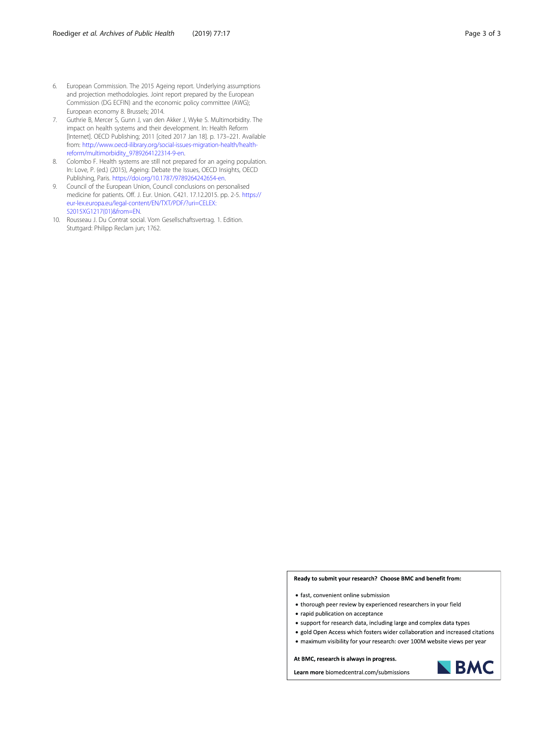6. European Commission. The 2015 Ageing report. Underlying assumptions and projection methodologies. Joint report prepared by the European Commission (DG ECFIN) and the economic policy committee (AWG); European economy 8. Brussels; 2014.
7. Guthrie B, Mercer S, Gunn J, van den Akker J, Wyke S. Multimorbidity. The impact on health systems and their development. In: Health Reform [Internet]. OECD Publishing; 2011 [cited 2017 Jan 18]. p. 173–221. Available from: http://www.oecd-ilibrary.org/social-issues-migration-health/health-reform/multimorbidity_9789264122314-9-en.
8. Colombo F. Health systems are still not prepared for an ageing population. In: Love, P. (ed.) (2015), Ageing: Debate the Issues, OECD Insights, OECD Publishing, Paris. https://doi.org/10.1787/9789264242654-en.
9. Council of the European Union, Council conclusions on personalised medicine for patients. Off. J. Eur. Union. C421. 17.12.2015. pp. 2-5. https://eur-lex.europa.eu/legal-content/EN/TXT/PDF/?uri=CELEX:52015XG1217(01)&from=EN.
10. Rousseau J. Du Contrat social. Vom Gesellschaftsvertrag. 1. Edition. Stuttgard: Philipp Reclam jun; 1762.

**Ready to submit your research? Choose BMC and benefit from:**

- fast, convenient online submission
- thorough peer review by experienced researchers in your field
- rapid publication on acceptance
- support for research data, including large and complex data types
- gold Open Access which fosters wider collaboration and increased citations
- maximum visibility for your research: over 100M website views per year

**At BMC, research is always in progress.**

**Learn more** biomedcentral.com/submissions

BMC